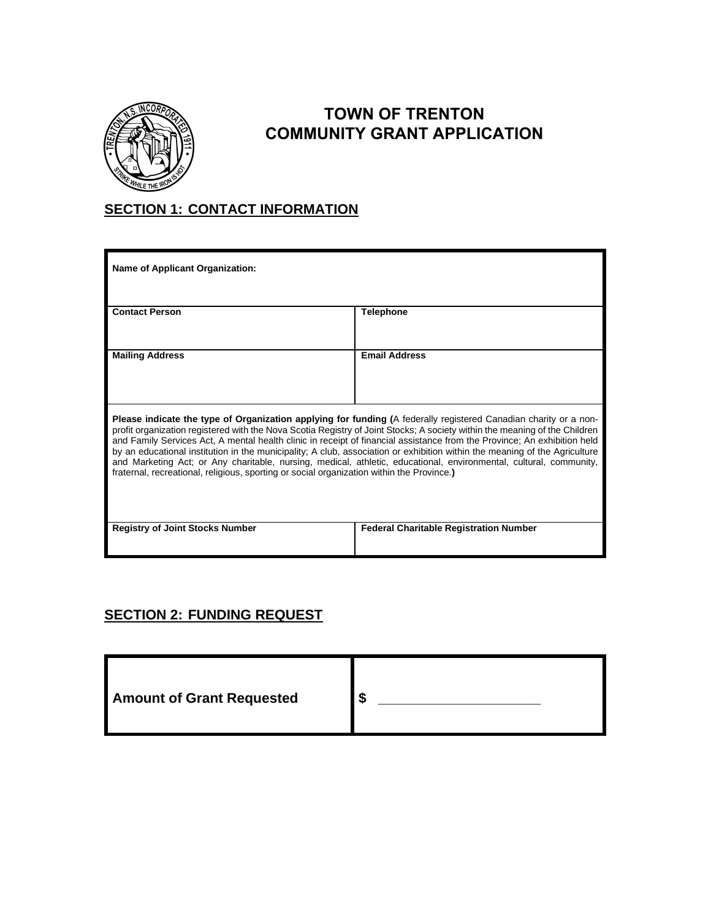# TOWN OF TRENTON
# COMMUNITY GRANT APPLICATION

## SECTION 1: CONTACT INFORMATION

| **Name of Applicant Organization:** | |
|---|---|
| **Contact Person** | **Telephone** |
| **Mailing Address** | **Email Address** |
| **Please indicate the type of Organization applying for funding (**A federally registered Canadian charity or a non-profit organization registered with the Nova Scotia Registry of Joint Stocks; A society within the meaning of the Children and Family Services Act, A mental health clinic in receipt of financial assistance from the Province; An exhibition held by an educational institution in the municipality; A club, association or exhibition within the meaning of the Agriculture and Marketing Act; or Any charitable, nursing, medical, athletic, educational, environmental, cultural, community, fraternal, recreational, religious, sporting or social organization within the Province.**)** | |
| **Registry of Joint Stocks Number** | **Federal Charitable Registration Number** |

## SECTION 2: FUNDING REQUEST

| **Amount of Grant Requested** | **$** ______________________ |
|---|---|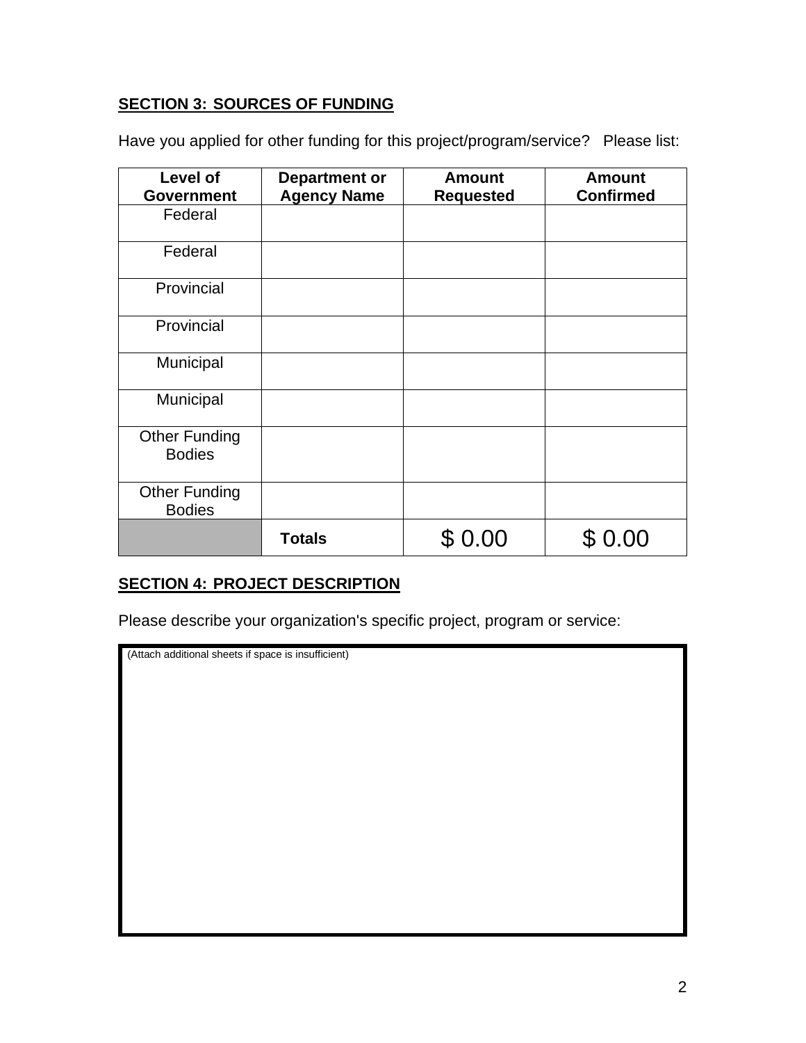**SECTION 3: SOURCES OF FUNDING**

Have you applied for other funding for this project/program/service? Please list:

| Level of Government | Department or Agency Name | Amount Requested | Amount Confirmed |
|---|---|---|---|
| Federal | | | |
| Federal | | | |
| Provincial | | | |
| Provincial | | | |
| Municipal | | | |
| Municipal | | | |
| Other Funding Bodies | | | |
| Other Funding Bodies | | | |
| | **Totals** | $ 0.00 | $ 0.00 |

**SECTION 4: PROJECT DESCRIPTION**

Please describe your organization's specific project, program or service:

(Attach additional sheets if space is insufficient)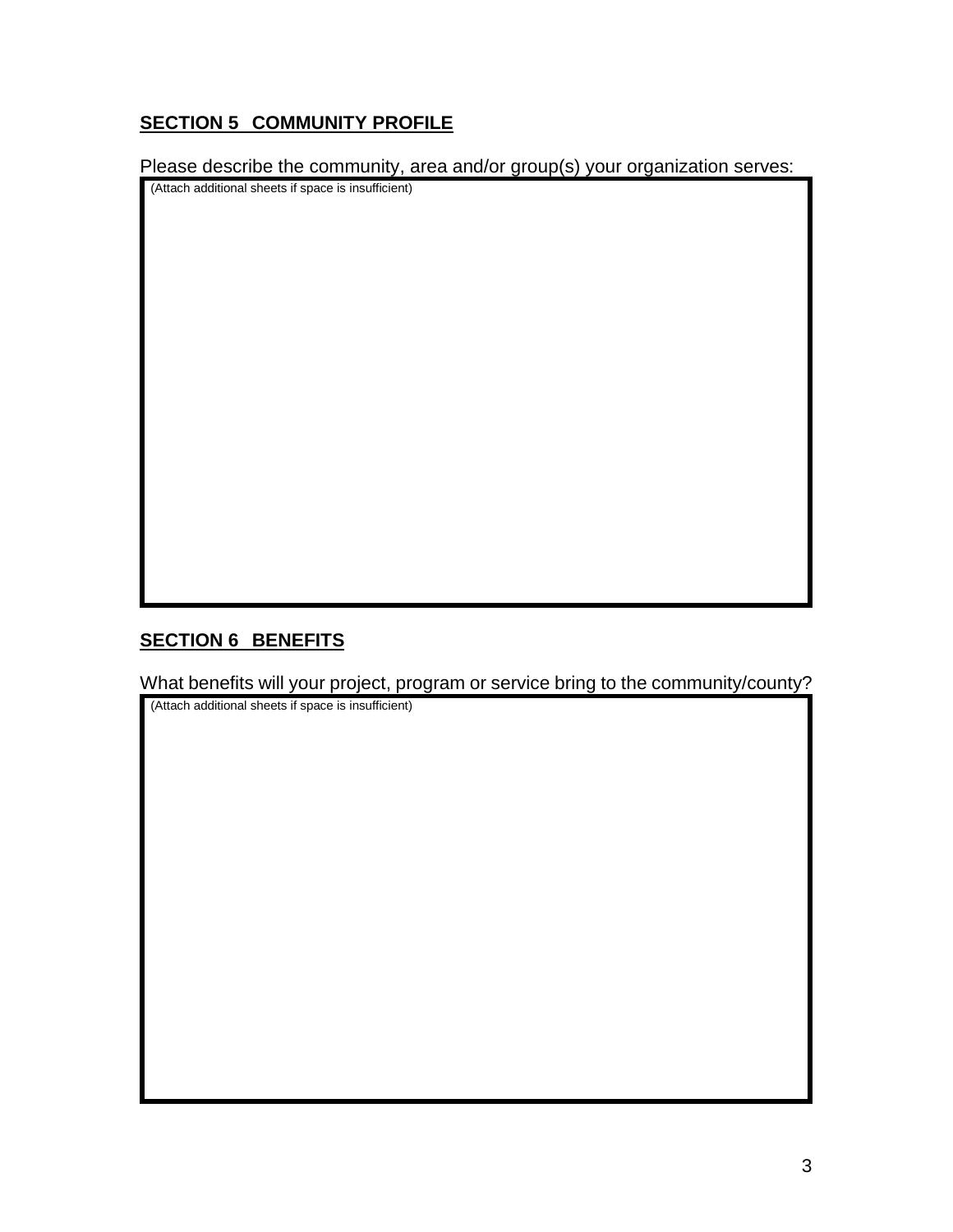## **SECTION 5 COMMUNITY PROFILE**

Please describe the community, area and/or group(s) your organization serves:

(Attach additional sheets if space is insufficient)

## **SECTION 6 BENEFITS**

What benefits will your project, program or service bring to the community/county?

(Attach additional sheets if space is insufficient)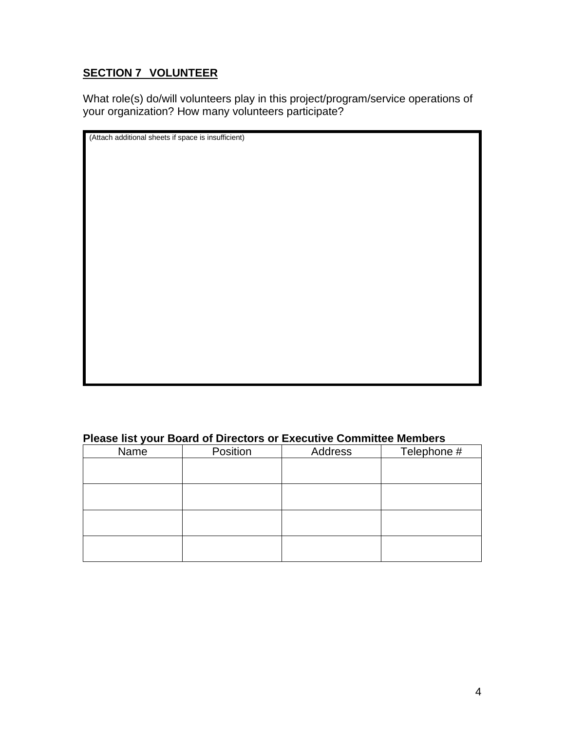## **SECTION 7 VOLUNTEER**

What role(s) do/will volunteers play in this project/program/service operations of your organization? How many volunteers participate?

(Attach additional sheets if space is insufficient)

**Please list your Board of Directors or Executive Committee Members**

| Name | Position | Address | Telephone # |
| --- | --- | --- | --- |
| | | | |
| | | | |
| | | | |
| | | | |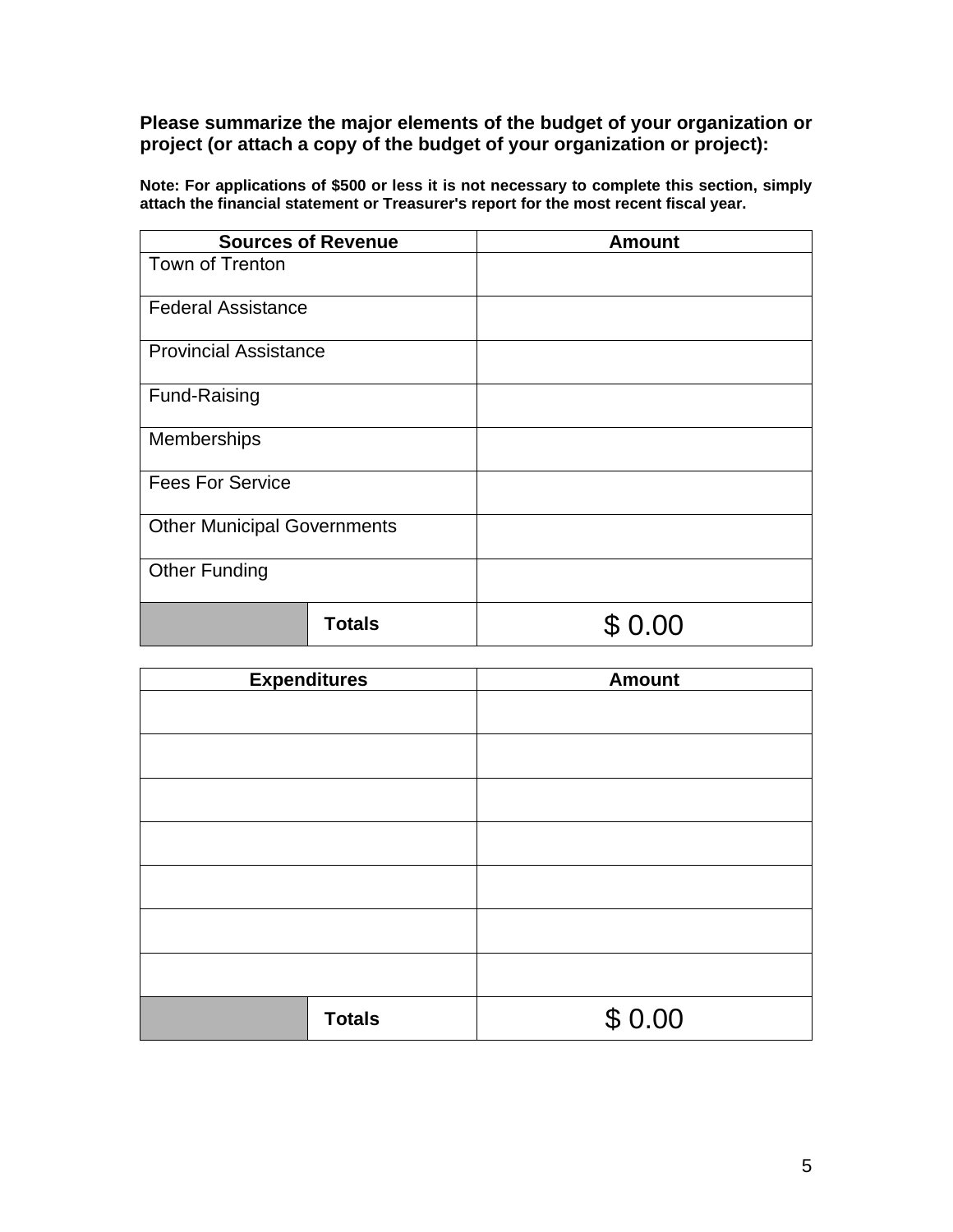**Please summarize the major elements of the budget of your organization or project (or attach a copy of the budget of your organization or project):**

**Note: For applications of $500 or less it is not necessary to complete this section, simply attach the financial statement or Treasurer's report for the most recent fiscal year.**

| Sources of Revenue | | Amount |
|---|---|---|
| Town of Trenton | | |
| Federal Assistance | | |
| Provincial Assistance | | |
| Fund-Raising | | |
| Memberships | | |
| Fees For Service | | |
| Other Municipal Governments | | |
| Other Funding | | |
| | **Totals** | $ 0.00 |

| Expenditures | | Amount |
|---|---|---|
| | | |
| | | |
| | | |
| | | |
| | | |
| | | |
| | | |
| | **Totals** | $ 0.00 |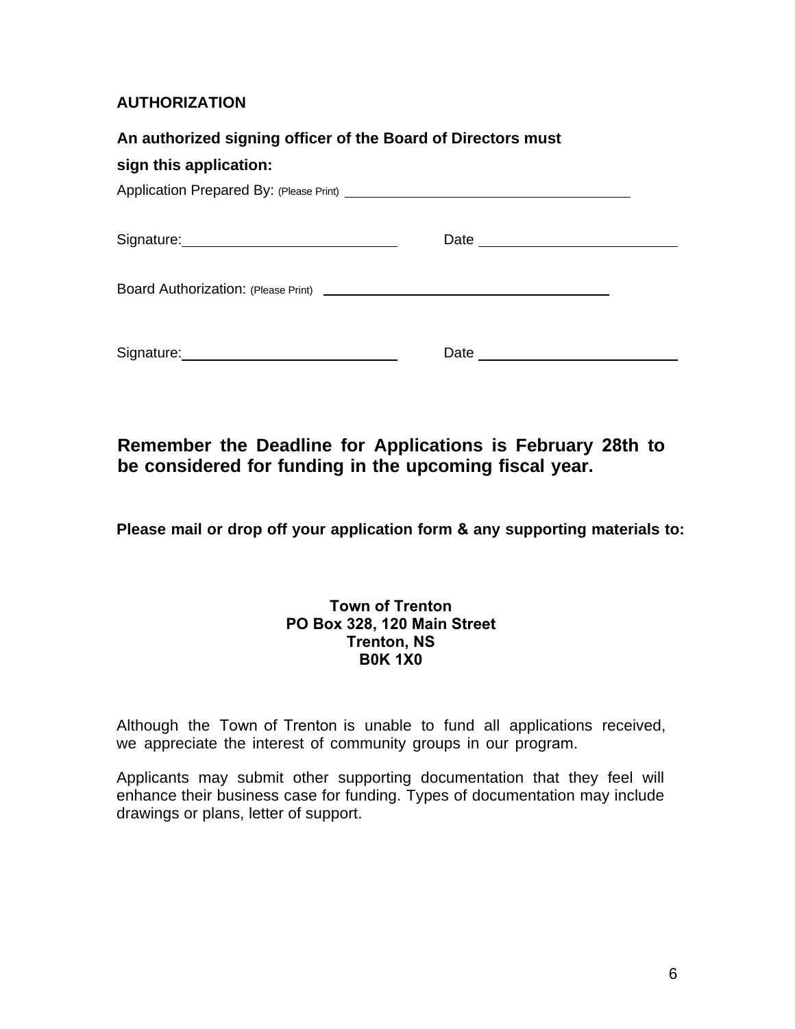**AUTHORIZATION**

**An authorized signing officer of the Board of Directors must sign this application:**

Application Prepared By: (Please Print) ______________________________________

Signature: ____________________________ Date ___________________________

Board Authorization: (Please Print) ______________________________________

Signature: ____________________________ Date ___________________________

**Remember the Deadline for Applications is February 28th to be considered for funding in the upcoming fiscal year.**

**Please mail or drop off your application form & any supporting materials to:**

**Town of Trenton**
**PO Box 328, 120 Main Street**
**Trenton, NS**
**B0K 1X0**

Although the Town of Trenton is unable to fund all applications received, we appreciate the interest of community groups in our program.

Applicants may submit other supporting documentation that they feel will enhance their business case for funding. Types of documentation may include drawings or plans, letter of support.